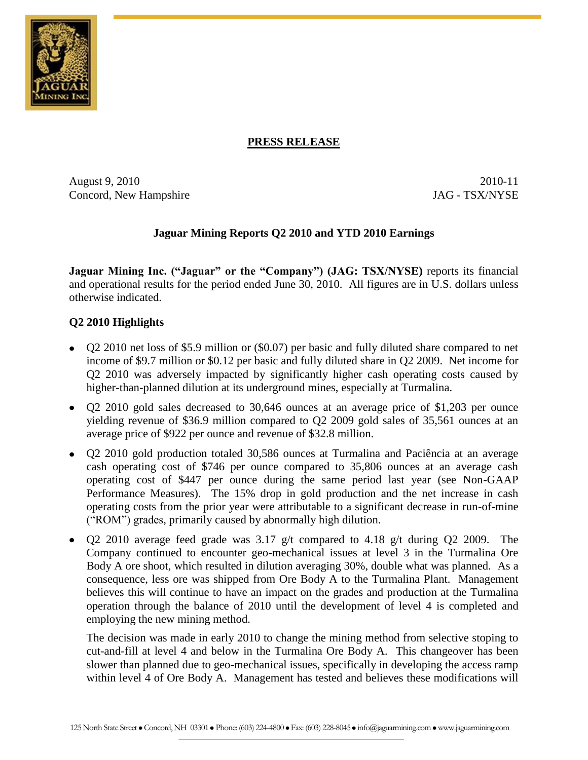**PRESS RELEASE**

August 9, 2010 2010-11
Concord, New Hampshire JAG - TSX/NYSE

### Jaguar Mining Reports Q2 2010 and YTD 2010 Earnings

**Jaguar Mining Inc. ("Jaguar" or the "Company") (JAG: TSX/NYSE)** reports its financial and operational results for the period ended June 30, 2010. All figures are in U.S. dollars unless otherwise indicated.

### Q2 2010 Highlights

- Q2 2010 net loss of $5.9 million or ($0.07) per basic and fully diluted share compared to net income of $9.7 million or $0.12 per basic and fully diluted share in Q2 2009. Net income for Q2 2010 was adversely impacted by significantly higher cash operating costs caused by higher-than-planned dilution at its underground mines, especially at Turmalina.
- Q2 2010 gold sales decreased to 30,646 ounces at an average price of $1,203 per ounce yielding revenue of $36.9 million compared to Q2 2009 gold sales of 35,561 ounces at an average price of $922 per ounce and revenue of $32.8 million.
- Q2 2010 gold production totaled 30,586 ounces at Turmalina and Paciência at an average cash operating cost of $746 per ounce compared to 35,806 ounces at an average cash operating cost of $447 per ounce during the same period last year (see Non-GAAP Performance Measures). The 15% drop in gold production and the net increase in cash operating costs from the prior year were attributable to a significant decrease in run-of-mine ("ROM") grades, primarily caused by abnormally high dilution.
- Q2 2010 average feed grade was 3.17 g/t compared to 4.18 g/t during Q2 2009. The Company continued to encounter geo-mechanical issues at level 3 in the Turmalina Ore Body A ore shoot, which resulted in dilution averaging 30%, double what was planned. As a consequence, less ore was shipped from Ore Body A to the Turmalina Plant. Management believes this will continue to have an impact on the grades and production at the Turmalina operation through the balance of 2010 until the development of level 4 is completed and employing the new mining method.

  The decision was made in early 2010 to change the mining method from selective stoping to cut-and-fill at level 4 and below in the Turmalina Ore Body A. This changeover has been slower than planned due to geo-mechanical issues, specifically in developing the access ramp within level 4 of Ore Body A. Management has tested and believes these modifications will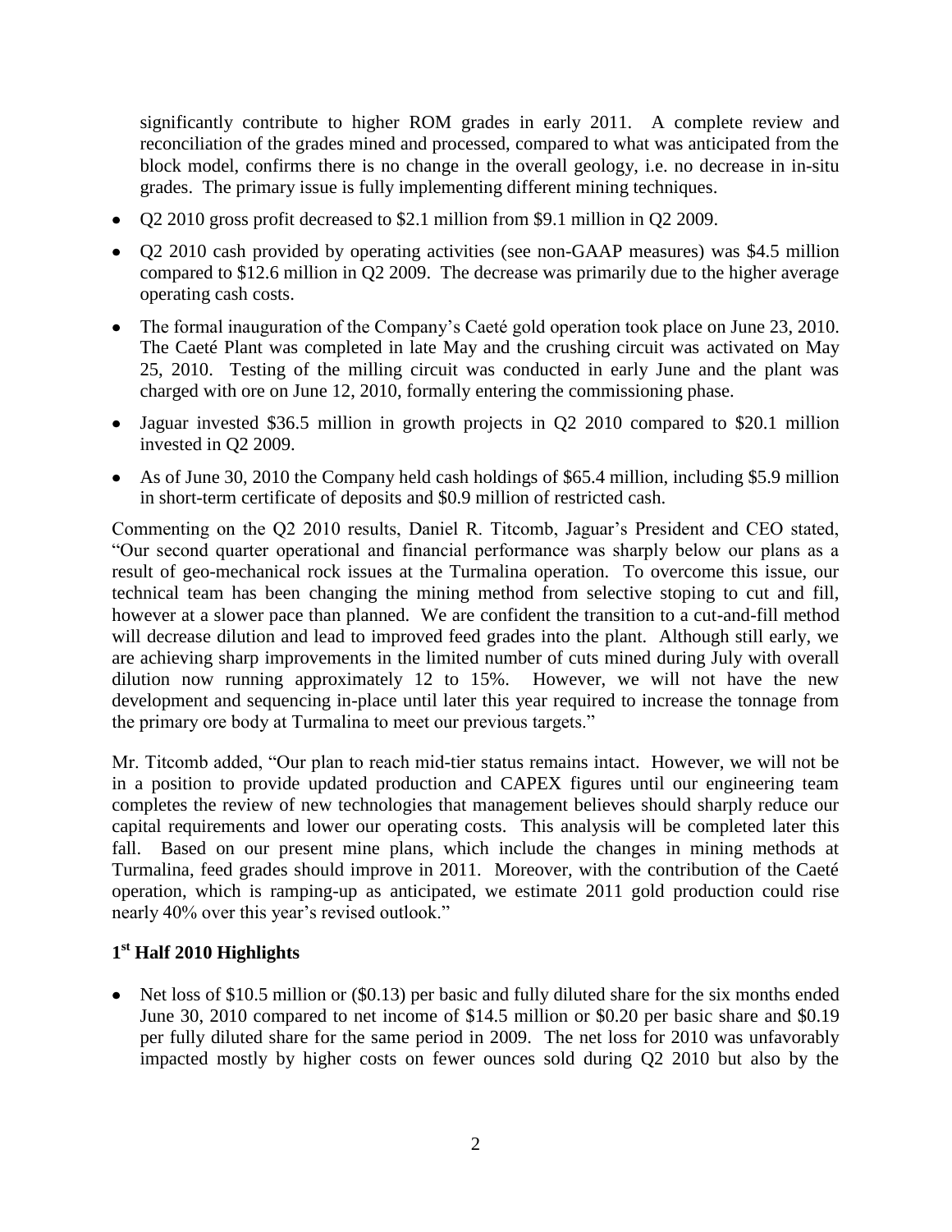significantly contribute to higher ROM grades in early 2011. A complete review and reconciliation of the grades mined and processed, compared to what was anticipated from the block model, confirms there is no change in the overall geology, i.e. no decrease in in-situ grades. The primary issue is fully implementing different mining techniques.

- Q2 2010 gross profit decreased to $2.1 million from $9.1 million in Q2 2009.
- Q2 2010 cash provided by operating activities (see non-GAAP measures) was $4.5 million compared to $12.6 million in Q2 2009. The decrease was primarily due to the higher average operating cash costs.
- The formal inauguration of the Company's Caeté gold operation took place on June 23, 2010. The Caeté Plant was completed in late May and the crushing circuit was activated on May 25, 2010. Testing of the milling circuit was conducted in early June and the plant was charged with ore on June 12, 2010, formally entering the commissioning phase.
- Jaguar invested $36.5 million in growth projects in Q2 2010 compared to $20.1 million invested in Q2 2009.
- As of June 30, 2010 the Company held cash holdings of $65.4 million, including $5.9 million in short-term certificate of deposits and $0.9 million of restricted cash.

Commenting on the Q2 2010 results, Daniel R. Titcomb, Jaguar's President and CEO stated, "Our second quarter operational and financial performance was sharply below our plans as a result of geo-mechanical rock issues at the Turmalina operation. To overcome this issue, our technical team has been changing the mining method from selective stoping to cut and fill, however at a slower pace than planned. We are confident the transition to a cut-and-fill method will decrease dilution and lead to improved feed grades into the plant. Although still early, we are achieving sharp improvements in the limited number of cuts mined during July with overall dilution now running approximately 12 to 15%. However, we will not have the new development and sequencing in-place until later this year required to increase the tonnage from the primary ore body at Turmalina to meet our previous targets."

Mr. Titcomb added, "Our plan to reach mid-tier status remains intact. However, we will not be in a position to provide updated production and CAPEX figures until our engineering team completes the review of new technologies that management believes should sharply reduce our capital requirements and lower our operating costs. This analysis will be completed later this fall. Based on our present mine plans, which include the changes in mining methods at Turmalina, feed grades should improve in 2011. Moreover, with the contribution of the Caeté operation, which is ramping-up as anticipated, we estimate 2011 gold production could rise nearly 40% over this year's revised outlook."

## 1st Half 2010 Highlights

- Net loss of $10.5 million or ($0.13) per basic and fully diluted share for the six months ended June 30, 2010 compared to net income of $14.5 million or $0.20 per basic share and $0.19 per fully diluted share for the same period in 2009. The net loss for 2010 was unfavorably impacted mostly by higher costs on fewer ounces sold during Q2 2010 but also by the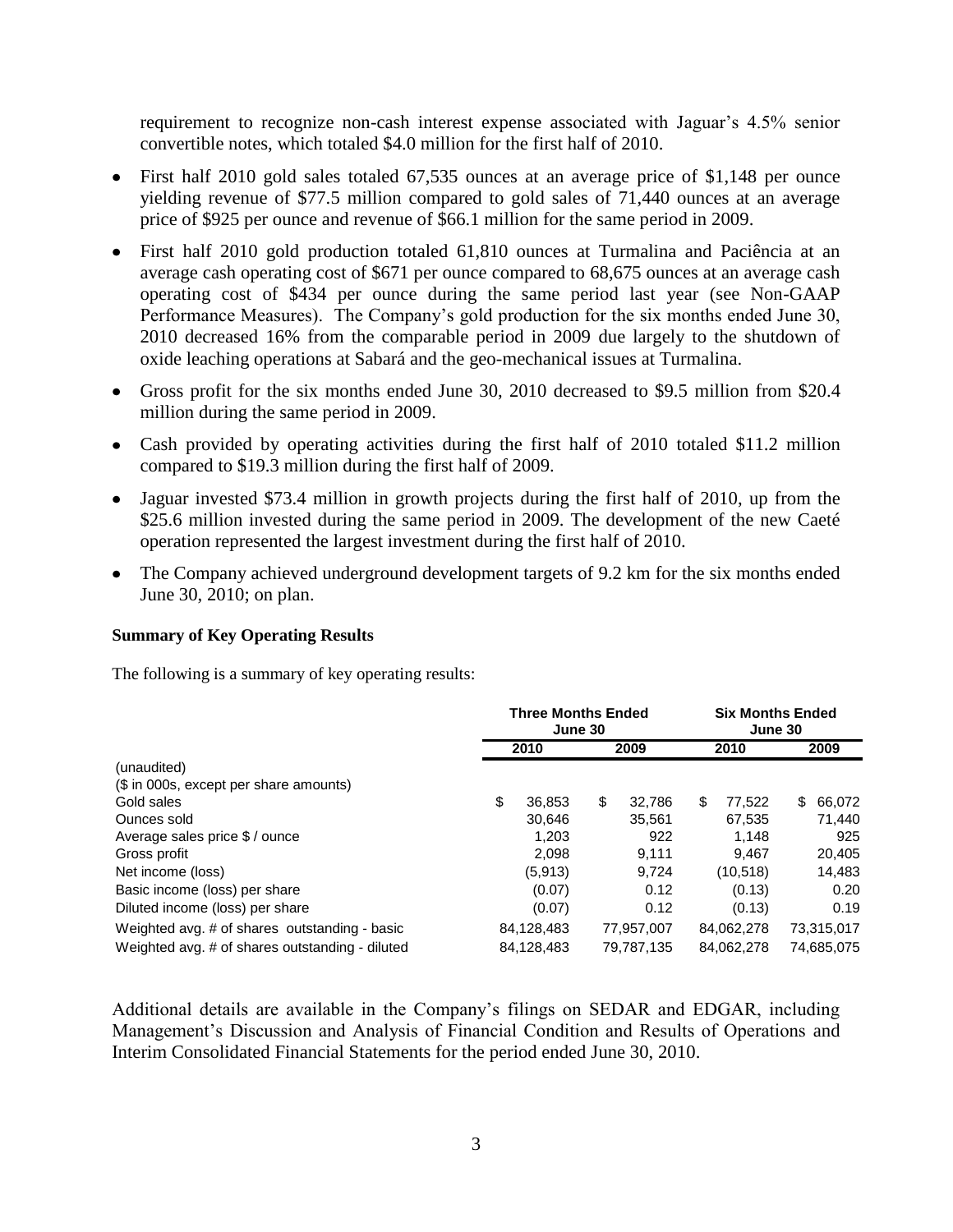requirement to recognize non-cash interest expense associated with Jaguar's 4.5% senior convertible notes, which totaled $4.0 million for the first half of 2010.

- First half 2010 gold sales totaled 67,535 ounces at an average price of $1,148 per ounce yielding revenue of $77.5 million compared to gold sales of 71,440 ounces at an average price of $925 per ounce and revenue of $66.1 million for the same period in 2009.
- First half 2010 gold production totaled 61,810 ounces at Turmalina and Paciência at an average cash operating cost of $671 per ounce compared to 68,675 ounces at an average cash operating cost of $434 per ounce during the same period last year (see Non-GAAP Performance Measures). The Company's gold production for the six months ended June 30, 2010 decreased 16% from the comparable period in 2009 due largely to the shutdown of oxide leaching operations at Sabará and the geo-mechanical issues at Turmalina.
- Gross profit for the six months ended June 30, 2010 decreased to $9.5 million from $20.4 million during the same period in 2009.
- Cash provided by operating activities during the first half of 2010 totaled $11.2 million compared to $19.3 million during the first half of 2009.
- Jaguar invested $73.4 million in growth projects during the first half of 2010, up from the $25.6 million invested during the same period in 2009. The development of the new Caeté operation represented the largest investment during the first half of 2010.
- The Company achieved underground development targets of 9.2 km for the six months ended June 30, 2010; on plan.

**Summary of Key Operating Results**

The following is a summary of key operating results:

| | Three Months Ended June 30 | | Six Months Ended June 30 | |
|---|---|---|---|---|
| | 2010 | 2009 | 2010 | 2009 |
| (unaudited) | | | | |
| ($ in 000s, except per share amounts) | | | | |
| Gold sales | $ 36,853 | $ 32,786 | $ 77,522 | $ 66,072 |
| Ounces sold | 30,646 | 35,561 | 67,535 | 71,440 |
| Average sales price $ / ounce | 1,203 | 922 | 1,148 | 925 |
| Gross profit | 2,098 | 9,111 | 9,467 | 20,405 |
| Net income (loss) | (5,913) | 9,724 | (10,518) | 14,483 |
| Basic income (loss) per share | (0.07) | 0.12 | (0.13) | 0.20 |
| Diluted income (loss) per share | (0.07) | 0.12 | (0.13) | 0.19 |
| Weighted avg. # of shares outstanding - basic | 84,128,483 | 77,957,007 | 84,062,278 | 73,315,017 |
| Weighted avg. # of shares outstanding - diluted | 84,128,483 | 79,787,135 | 84,062,278 | 74,685,075 |

Additional details are available in the Company's filings on SEDAR and EDGAR, including Management's Discussion and Analysis of Financial Condition and Results of Operations and Interim Consolidated Financial Statements for the period ended June 30, 2010.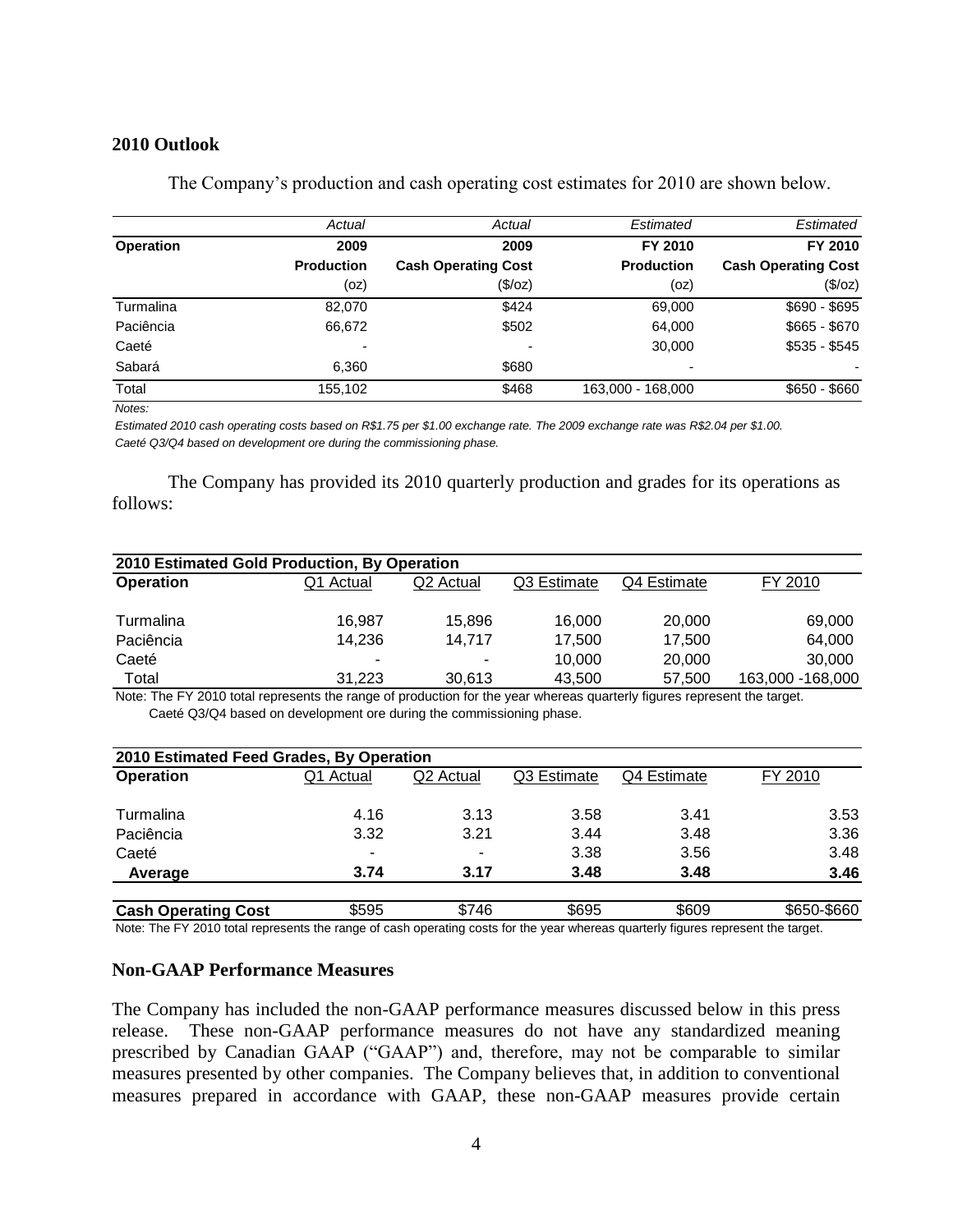## 2010 Outlook

The Company's production and cash operating cost estimates for 2010 are shown below.

| Operation | *Actual* 2009 Production (oz) | *Actual* 2009 Cash Operating Cost ($/oz) | *Estimated* FY 2010 Production (oz) | *Estimated* FY 2010 Cash Operating Cost ($/oz) |
|---|---|---|---|---|
| Turmalina | 82,070 | $424 | 69,000 | $690 - $695 |
| Paciência | 66,672 | $502 | 64,000 | $665 - $670 |
| Caeté | - | - | 30,000 | $535 - $545 |
| Sabará | 6,360 | $680 | - | - |
| Total | 155,102 | $468 | 163,000 - 168,000 | $650 - $660 |

*Notes:*

*Estimated 2010 cash operating costs based on R$1.75 per $1.00 exchange rate. The 2009 exchange rate was R$2.04 per $1.00.*

*Caeté Q3/Q4 based on development ore during the commissioning phase.*

The Company has provided its 2010 quarterly production and grades for its operations as follows:

**2010 Estimated Gold Production, By Operation**

| Operation | Q1 Actual | Q2 Actual | Q3 Estimate | Q4 Estimate | FY 2010 |
|---|---|---|---|---|---|
| Turmalina | 16,987 | 15,896 | 16,000 | 20,000 | 69,000 |
| Paciência | 14,236 | 14,717 | 17,500 | 17,500 | 64,000 |
| Caeté | - | - | 10,000 | 20,000 | 30,000 |
| Total | 31,223 | 30,613 | 43,500 | 57,500 | 163,000 -168,000 |

Note: The FY 2010 total represents the range of production for the year whereas quarterly figures represent the target.
Caeté Q3/Q4 based on development ore during the commissioning phase.

**2010 Estimated Feed Grades, By Operation**

| Operation | Q1 Actual | Q2 Actual | Q3 Estimate | Q4 Estimate | FY 2010 |
|---|---|---|---|---|---|
| Turmalina | 4.16 | 3.13 | 3.58 | 3.41 | 3.53 |
| Paciência | 3.32 | 3.21 | 3.44 | 3.48 | 3.36 |
| Caeté | - | - | 3.38 | 3.56 | 3.48 |
| **Average** | **3.74** | **3.17** | **3.48** | **3.48** | **3.46** |
| **Cash Operating Cost** | $595 | $746 | $695 | $609 | $650-$660 |

Note: The FY 2010 total represents the range of cash operating costs for the year whereas quarterly figures represent the target.

## Non-GAAP Performance Measures

The Company has included the non-GAAP performance measures discussed below in this press release. These non-GAAP performance measures do not have any standardized meaning prescribed by Canadian GAAP ("GAAP") and, therefore, may not be comparable to similar measures presented by other companies. The Company believes that, in addition to conventional measures prepared in accordance with GAAP, these non-GAAP measures provide certain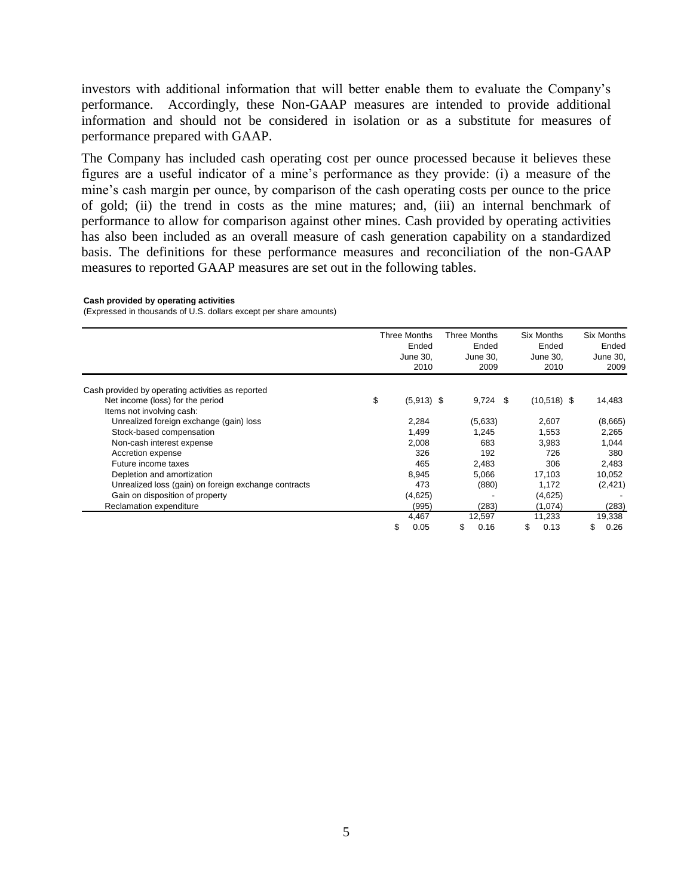investors with additional information that will better enable them to evaluate the Company's performance. Accordingly, these Non-GAAP measures are intended to provide additional information and should not be considered in isolation or as a substitute for measures of performance prepared with GAAP.

The Company has included cash operating cost per ounce processed because it believes these figures are a useful indicator of a mine's performance as they provide: (i) a measure of the mine's cash margin per ounce, by comparison of the cash operating costs per ounce to the price of gold; (ii) the trend in costs as the mine matures; and, (iii) an internal benchmark of performance to allow for comparison against other mines. Cash provided by operating activities has also been included as an overall measure of cash generation capability on a standardized basis. The definitions for these performance measures and reconciliation of the non-GAAP measures to reported GAAP measures are set out in the following tables.

**Cash provided by operating activities**

(Expressed in thousands of U.S. dollars except per share amounts)

| | Three Months Ended June 30, 2010 | Three Months Ended June 30, 2009 | Six Months Ended June 30, 2010 | Six Months Ended June 30, 2009 |
|---|---|---|---|---|
| Cash provided by operating activities as reported | | | | |
| Net income (loss) for the period | $ (5,913) | $ 9,724 | $ (10,518) | $ 14,483 |
| Items not involving cash: | | | | |
| Unrealized foreign exchange (gain) loss | 2,284 | (5,633) | 2,607 | (8,665) |
| Stock-based compensation | 1,499 | 1,245 | 1,553 | 2,265 |
| Non-cash interest expense | 2,008 | 683 | 3,983 | 1,044 |
| Accretion expense | 326 | 192 | 726 | 380 |
| Future income taxes | 465 | 2,483 | 306 | 2,483 |
| Depletion and amortization | 8,945 | 5,066 | 17,103 | 10,052 |
| Unrealized loss (gain) on foreign exchange contracts | 473 | (880) | 1,172 | (2,421) |
| Gain on disposition of property | (4,625) | - | (4,625) | - |
| Reclamation expenditure | (995) | (283) | (1,074) | (283) |
| | 4,467 | 12,597 | 11,233 | 19,338 |
| | $ 0.05 | $ 0.16 | $ 0.13 | $ 0.26 |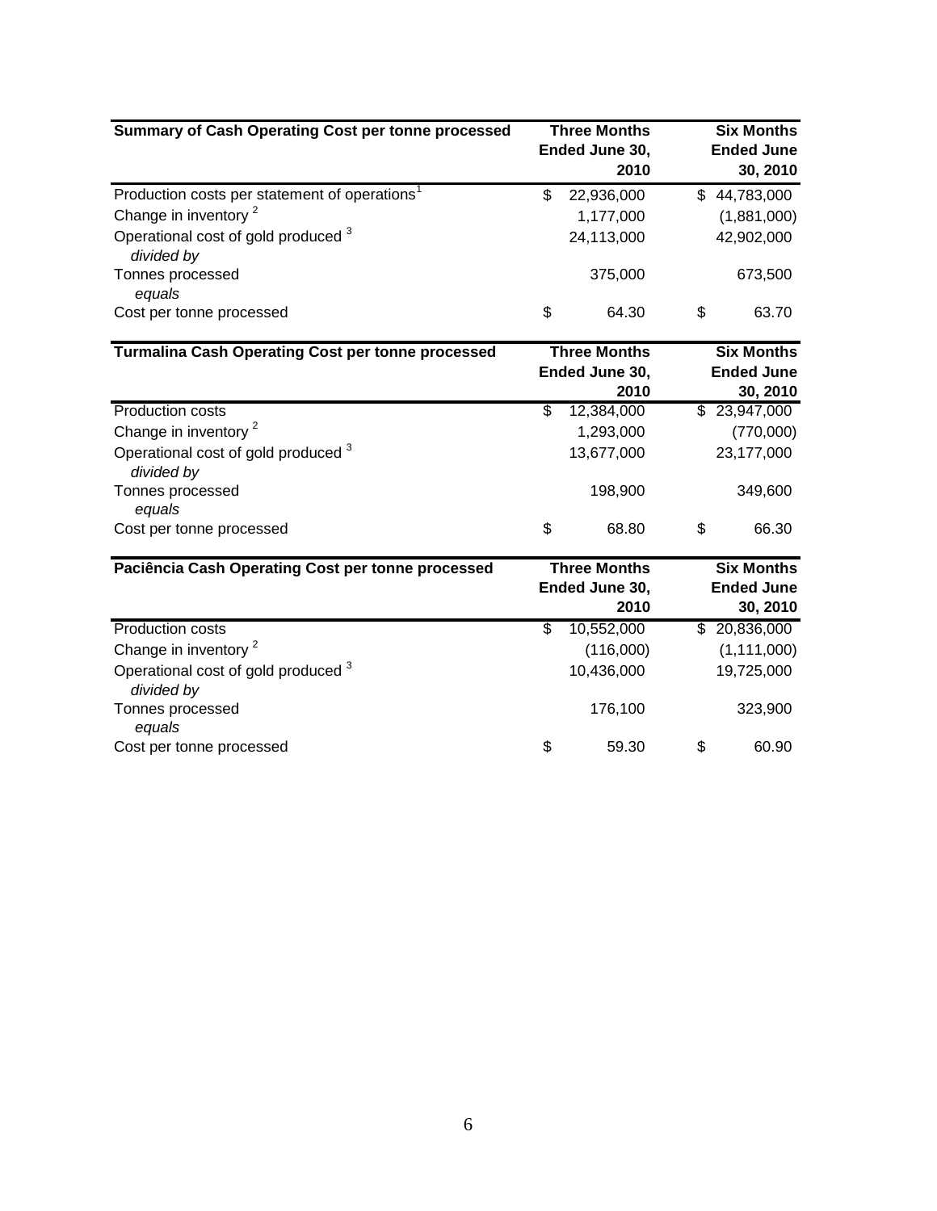| Summary of Cash Operating Cost per tonne processed | Three Months Ended June 30, 2010 | Six Months Ended June 30, 2010 |
|---|---|---|
| Production costs per statement of operations[1] | $ 22,936,000 | $ 44,783,000 |
| Change in inventory [2] | 1,177,000 | (1,881,000) |
| Operational cost of gold produced [3] | 24,113,000 | 42,902,000 |
| *divided by* | | |
| Tonnes processed | 375,000 | 673,500 |
| *equals* | | |
| Cost per tonne processed | $ 64.30 | $ 63.70 |

| Turmalina Cash Operating Cost per tonne processed | Three Months Ended June 30, 2010 | Six Months Ended June 30, 2010 |
|---|---|---|
| Production costs | $ 12,384,000 | $ 23,947,000 |
| Change in inventory [2] | 1,293,000 | (770,000) |
| Operational cost of gold produced [3] | 13,677,000 | 23,177,000 |
| *divided by* | | |
| Tonnes processed | 198,900 | 349,600 |
| *equals* | | |
| Cost per tonne processed | $ 68.80 | $ 66.30 |

| Paciência Cash Operating Cost per tonne processed | Three Months Ended June 30, 2010 | Six Months Ended June 30, 2010 |
|---|---|---|
| Production costs | $ 10,552,000 | $ 20,836,000 |
| Change in inventory [2] | (116,000) | (1,111,000) |
| Operational cost of gold produced [3] | 10,436,000 | 19,725,000 |
| *divided by* | | |
| Tonnes processed | 176,100 | 323,900 |
| *equals* | | |
| Cost per tonne processed | $ 59.30 | $ 60.90 |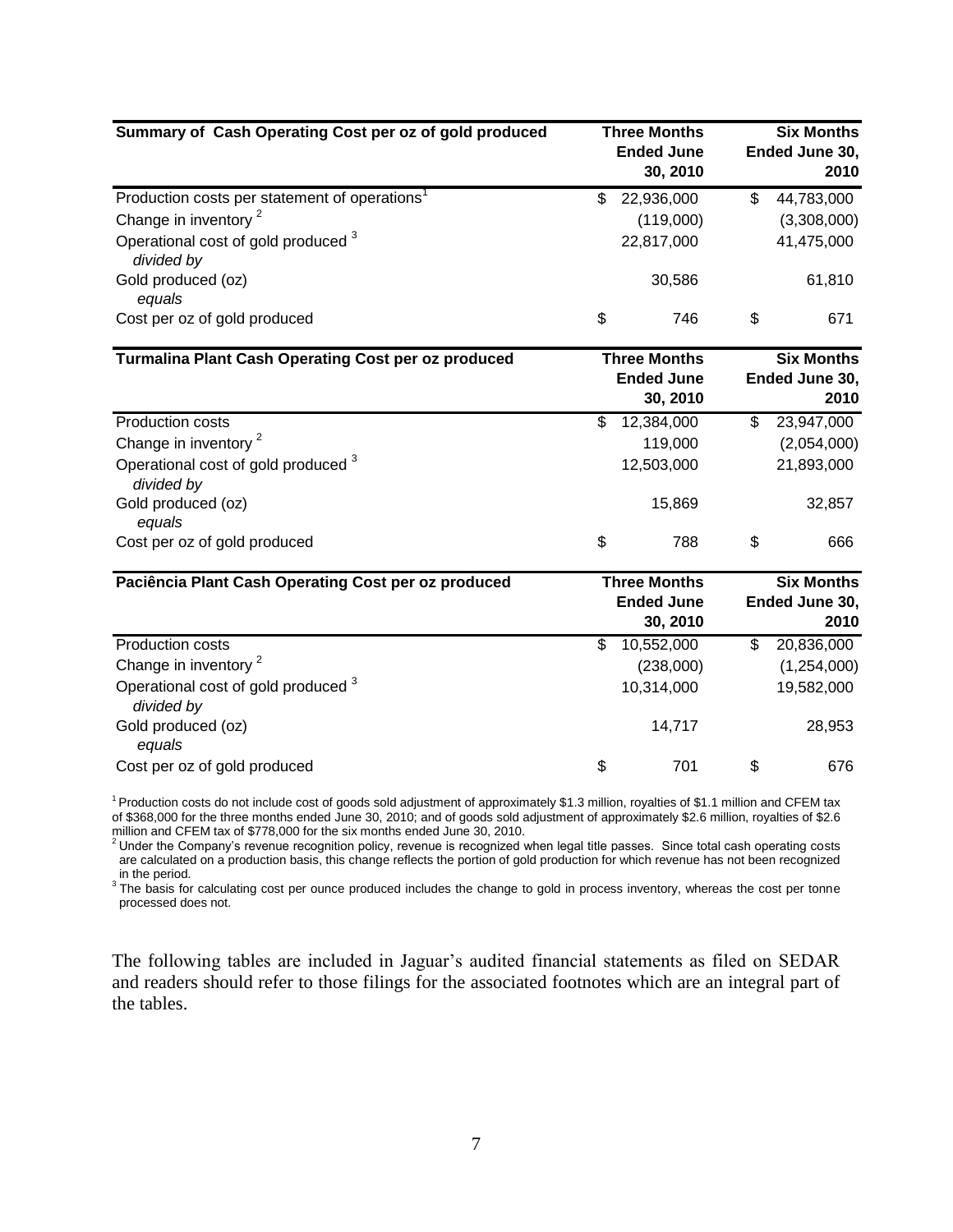| Summary of Cash Operating Cost per oz of gold produced | Three Months Ended June 30, 2010 | Six Months Ended June 30, 2010 |
|---|---|---|
| Production costs per statement of operations[1] | $ 22,936,000 | $ 44,783,000 |
| Change in inventory [2] | (119,000) | (3,308,000) |
| Operational cost of gold produced [3] | 22,817,000 | 41,475,000 |
| *divided by* | | |
| Gold produced (oz) | 30,586 | 61,810 |
| *equals* | | |
| Cost per oz of gold produced | $ 746 | $ 671 |

| Turmalina Plant Cash Operating Cost per oz produced | Three Months Ended June 30, 2010 | Six Months Ended June 30, 2010 |
|---|---|---|
| Production costs | $ 12,384,000 | $ 23,947,000 |
| Change in inventory [2] | 119,000 | (2,054,000) |
| Operational cost of gold produced [3] | 12,503,000 | 21,893,000 |
| *divided by* | | |
| Gold produced (oz) | 15,869 | 32,857 |
| *equals* | | |
| Cost per oz of gold produced | $ 788 | $ 666 |

| Paciência Plant Cash Operating Cost per oz produced | Three Months Ended June 30, 2010 | Six Months Ended June 30, 2010 |
|---|---|---|
| Production costs | $ 10,552,000 | $ 20,836,000 |
| Change in inventory [2] | (238,000) | (1,254,000) |
| Operational cost of gold produced [3] | 10,314,000 | 19,582,000 |
| *divided by* | | |
| Gold produced (oz) | 14,717 | 28,953 |
| *equals* | | |
| Cost per oz of gold produced | $ 701 | $ 676 |

[1] Production costs do not include cost of goods sold adjustment of approximately $1.3 million, royalties of $1.1 million and CFEM tax of $368,000 for the three months ended June 30, 2010; and of goods sold adjustment of approximately $2.6 million, royalties of $2.6 million and CFEM tax of $778,000 for the six months ended June 30, 2010.

[2] Under the Company's revenue recognition policy, revenue is recognized when legal title passes. Since total cash operating costs are calculated on a production basis, this change reflects the portion of gold production for which revenue has not been recognized in the period.

[3] The basis for calculating cost per ounce produced includes the change to gold in process inventory, whereas the cost per tonne processed does not.

The following tables are included in Jaguar's audited financial statements as filed on SEDAR and readers should refer to those filings for the associated footnotes which are an integral part of the tables.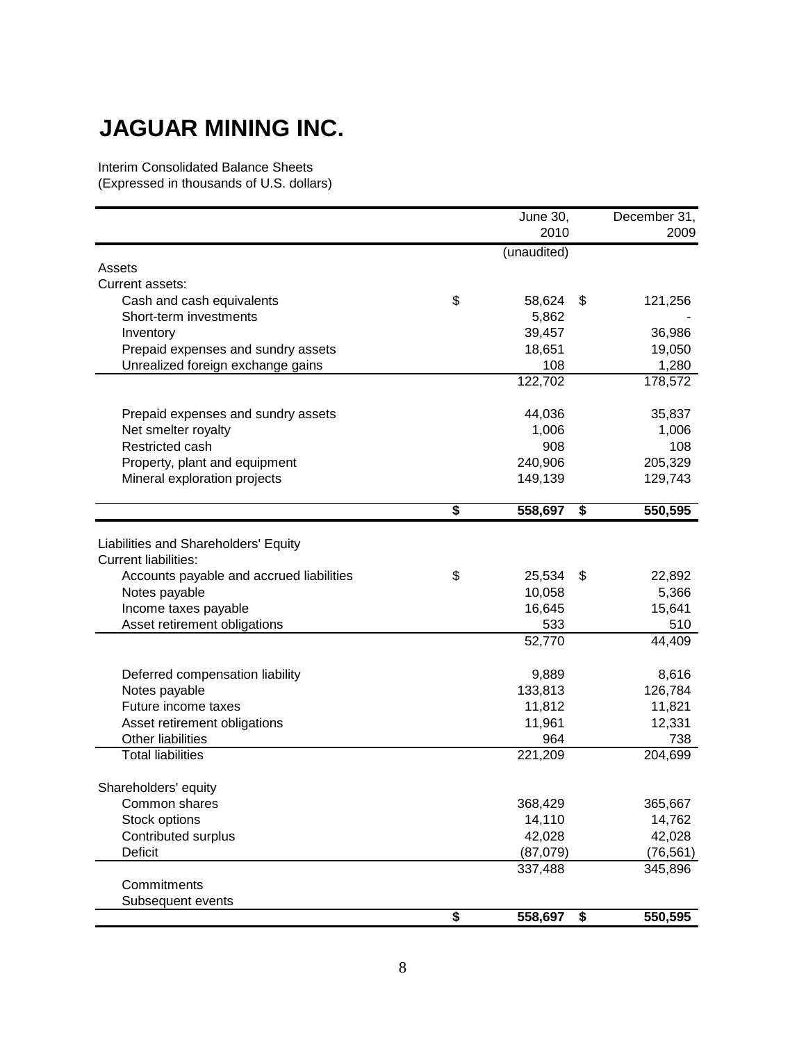# JAGUAR MINING INC.

Interim Consolidated Balance Sheets
(Expressed in thousands of U.S. dollars)

| | June 30, 2010 | December 31, 2009 |
|---|---|---|
| | (unaudited) | |
| **Assets** | | |
| Current assets: | | |
| Cash and cash equivalents | $ 58,624 | $ 121,256 |
| Short-term investments | 5,862 | - |
| Inventory | 39,457 | 36,986 |
| Prepaid expenses and sundry assets | 18,651 | 19,050 |
| Unrealized foreign exchange gains | 108 | 1,280 |
| | 122,702 | 178,572 |
| | | |
| Prepaid expenses and sundry assets | 44,036 | 35,837 |
| Net smelter royalty | 1,006 | 1,006 |
| Restricted cash | 908 | 108 |
| Property, plant and equipment | 240,906 | 205,329 |
| Mineral exploration projects | 149,139 | 129,743 |
| | **$ 558,697** | **$ 550,595** |
| | | |
| **Liabilities and Shareholders' Equity** | | |
| Current liabilities: | | |
| Accounts payable and accrued liabilities | $ 25,534 | $ 22,892 |
| Notes payable | 10,058 | 5,366 |
| Income taxes payable | 16,645 | 15,641 |
| Asset retirement obligations | 533 | 510 |
| | 52,770 | 44,409 |
| | | |
| Deferred compensation liability | 9,889 | 8,616 |
| Notes payable | 133,813 | 126,784 |
| Future income taxes | 11,812 | 11,821 |
| Asset retirement obligations | 11,961 | 12,331 |
| Other liabilities | 964 | 738 |
| Total liabilities | 221,209 | 204,699 |
| | | |
| Shareholders' equity | | |
| Common shares | 368,429 | 365,667 |
| Stock options | 14,110 | 14,762 |
| Contributed surplus | 42,028 | 42,028 |
| Deficit | (87,079) | (76,561) |
| | 337,488 | 345,896 |
| Commitments | | |
| Subsequent events | | |
| | **$ 558,697** | **$ 550,595** |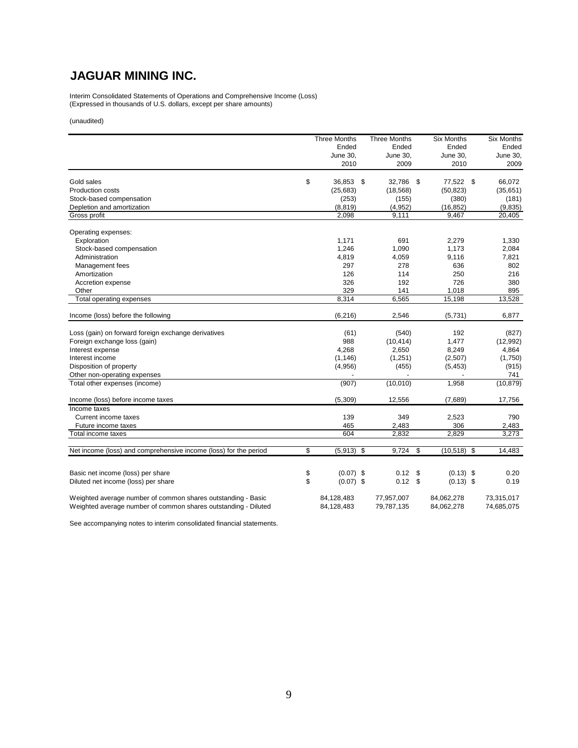# JAGUAR MINING INC.

Interim Consolidated Statements of Operations and Comprehensive Income (Loss)
(Expressed in thousands of U.S. dollars, except per share amounts)

(unaudited)

| | Three Months Ended June 30, 2010 | Three Months Ended June 30, 2009 | Six Months Ended June 30, 2010 | Six Months Ended June 30, 2009 |
|---|---|---|---|---|
| Gold sales | $ 36,853 | $ 32,786 | $ 77,522 | $ 66,072 |
| Production costs | (25,683) | (18,568) | (50,823) | (35,651) |
| Stock-based compensation | (253) | (155) | (380) | (181) |
| Depletion and amortization | (8,819) | (4,952) | (16,852) | (9,835) |
| Gross profit | 2,098 | 9,111 | 9,467 | 20,405 |
| Operating expenses: | | | | |
| Exploration | 1,171 | 691 | 2,279 | 1,330 |
| Stock-based compensation | 1,246 | 1,090 | 1,173 | 2,084 |
| Administration | 4,819 | 4,059 | 9,116 | 7,821 |
| Management fees | 297 | 278 | 636 | 802 |
| Amortization | 126 | 114 | 250 | 216 |
| Accretion expense | 326 | 192 | 726 | 380 |
| Other | 329 | 141 | 1,018 | 895 |
| Total operating expenses | 8,314 | 6,565 | 15,198 | 13,528 |
| Income (loss) before the following | (6,216) | 2,546 | (5,731) | 6,877 |
| Loss (gain) on forward foreign exchange derivatives | (61) | (540) | 192 | (827) |
| Foreign exchange loss (gain) | 988 | (10,414) | 1,477 | (12,992) |
| Interest expense | 4,268 | 2,650 | 8,249 | 4,864 |
| Interest income | (1,146) | (1,251) | (2,507) | (1,750) |
| Disposition of property | (4,956) | (455) | (5,453) | (915) |
| Other non-operating expenses | - | - | - | 741 |
| Total other expenses (income) | (907) | (10,010) | 1,958 | (10,879) |
| Income (loss) before income taxes | (5,309) | 12,556 | (7,689) | 17,756 |
| Income taxes | | | | |
| Current income taxes | 139 | 349 | 2,523 | 790 |
| Future income taxes | 465 | 2,483 | 306 | 2,483 |
| Total income taxes | 604 | 2,832 | 2,829 | 3,273 |
| Net income (loss) and comprehensive income (loss) for the period | $ (5,913) | $ 9,724 | $ (10,518) | $ 14,483 |
| Basic net income (loss) per share | $ (0.07) | $ 0.12 | $ (0.13) | $ 0.20 |
| Diluted net income (loss) per share | $ (0.07) | $ 0.12 | $ (0.13) | $ 0.19 |
| Weighted average number of common shares outstanding - Basic | 84,128,483 | 77,957,007 | 84,062,278 | 73,315,017 |
| Weighted average number of common shares outstanding - Diluted | 84,128,483 | 79,787,135 | 84,062,278 | 74,685,075 |

See accompanying notes to interim consolidated financial statements.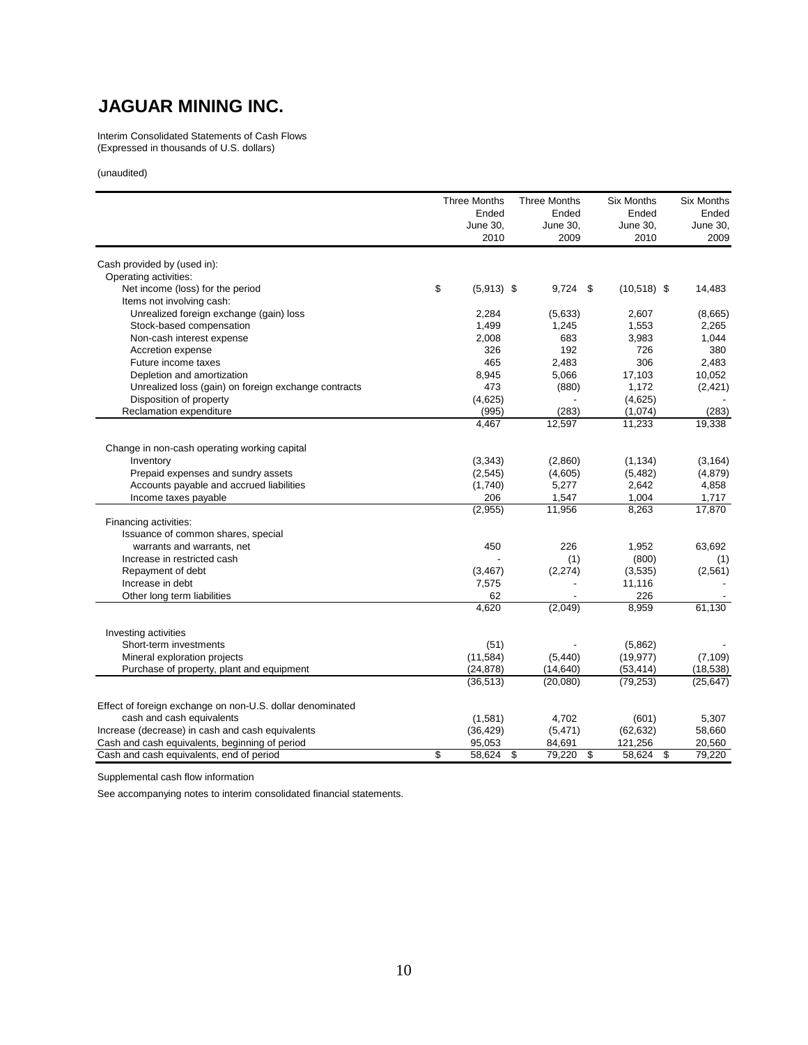# JAGUAR MINING INC.

Interim Consolidated Statements of Cash Flows
(Expressed in thousands of U.S. dollars)

(unaudited)

| | Three Months Ended June 30, 2010 | Three Months Ended June 30, 2009 | Six Months Ended June 30, 2010 | Six Months Ended June 30, 2009 |
|---|---|---|---|---|
| Cash provided by (used in): | | | | |
| Operating activities: | | | | |
| Net income (loss) for the period | $ (5,913) | $ 9,724 | $ (10,518) | $ 14,483 |
| Items not involving cash: | | | | |
| Unrealized foreign exchange (gain) loss | 2,284 | (5,633) | 2,607 | (8,665) |
| Stock-based compensation | 1,499 | 1,245 | 1,553 | 2,265 |
| Non-cash interest expense | 2,008 | 683 | 3,983 | 1,044 |
| Accretion expense | 326 | 192 | 726 | 380 |
| Future income taxes | 465 | 2,483 | 306 | 2,483 |
| Depletion and amortization | 8,945 | 5,066 | 17,103 | 10,052 |
| Unrealized loss (gain) on foreign exchange contracts | 473 | (880) | 1,172 | (2,421) |
| Disposition of property | (4,625) | - | (4,625) | - |
| Reclamation expenditure | (995) | (283) | (1,074) | (283) |
| | 4,467 | 12,597 | 11,233 | 19,338 |
| Change in non-cash operating working capital | | | | |
| Inventory | (3,343) | (2,860) | (1,134) | (3,164) |
| Prepaid expenses and sundry assets | (2,545) | (4,605) | (5,482) | (4,879) |
| Accounts payable and accrued liabilities | (1,740) | 5,277 | 2,642 | 4,858 |
| Income taxes payable | 206 | 1,547 | 1,004 | 1,717 |
| | (2,955) | 11,956 | 8,263 | 17,870 |
| Financing activities: | | | | |
| Issuance of common shares, special warrants and warrants, net | 450 | 226 | 1,952 | 63,692 |
| Increase in restricted cash | - | (1) | (800) | (1) |
| Repayment of debt | (3,467) | (2,274) | (3,535) | (2,561) |
| Increase in debt | 7,575 | - | 11,116 | - |
| Other long term liabilities | 62 | - | 226 | - |
| | 4,620 | (2,049) | 8,959 | 61,130 |
| Investing activities | | | | |
| Short-term investments | (51) | - | (5,862) | - |
| Mineral exploration projects | (11,584) | (5,440) | (19,977) | (7,109) |
| Purchase of property, plant and equipment | (24,878) | (14,640) | (53,414) | (18,538) |
| | (36,513) | (20,080) | (79,253) | (25,647) |
| Effect of foreign exchange on non-U.S. dollar denominated cash and cash equivalents | (1,581) | 4,702 | (601) | 5,307 |
| Increase (decrease) in cash and cash equivalents | (36,429) | (5,471) | (62,632) | 58,660 |
| Cash and cash equivalents, beginning of period | 95,053 | 84,691 | 121,256 | 20,560 |
| Cash and cash equivalents, end of period | $ 58,624 | $ 79,220 | $ 58,624 | $ 79,220 |

Supplemental cash flow information

See accompanying notes to interim consolidated financial statements.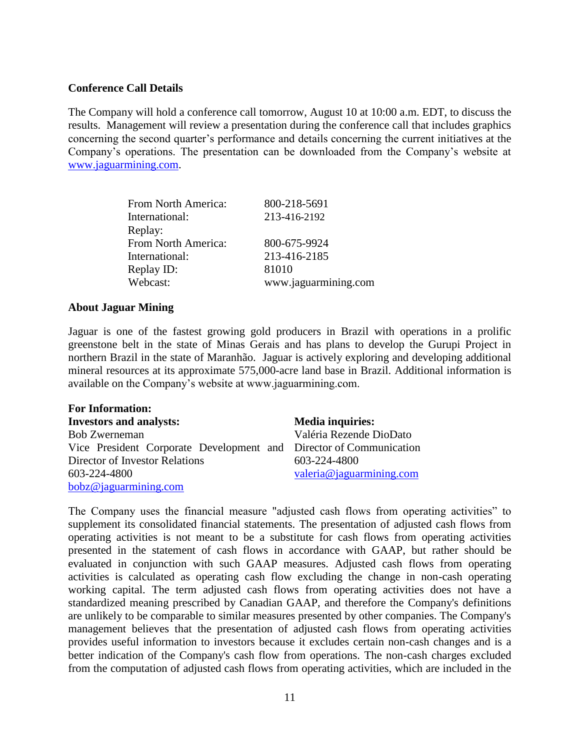**Conference Call Details**

The Company will hold a conference call tomorrow, August 10 at 10:00 a.m. EDT, to discuss the results. Management will review a presentation during the conference call that includes graphics concerning the second quarter's performance and details concerning the current initiatives at the Company's operations. The presentation can be downloaded from the Company's website at www.jaguarmining.com.

| | |
|---|---|
| From North America: | 800-218-5691 |
| International: | 213-416-2192 |
| Replay: | |
| From North America: | 800-675-9924 |
| International: | 213-416-2185 |
| Replay ID: | 81010 |
| Webcast: | www.jaguarmining.com |

**About Jaguar Mining**

Jaguar is one of the fastest growing gold producers in Brazil with operations in a prolific greenstone belt in the state of Minas Gerais and has plans to develop the Gurupi Project in northern Brazil in the state of Maranhão. Jaguar is actively exploring and developing additional mineral resources at its approximate 575,000-acre land base in Brazil. Additional information is available on the Company's website at www.jaguarmining.com.

**For Information:**

**Investors and analysts:**
Bob Zwerneman
Vice President Corporate Development and Director of Investor Relations
603-224-4800
bobz@jaguarmining.com

**Media inquiries:**
Valéria Rezende DioDato
Director of Communication
603-224-4800
valeria@jaguarmining.com

The Company uses the financial measure "adjusted cash flows from operating activities" to supplement its consolidated financial statements. The presentation of adjusted cash flows from operating activities is not meant to be a substitute for cash flows from operating activities presented in the statement of cash flows in accordance with GAAP, but rather should be evaluated in conjunction with such GAAP measures. Adjusted cash flows from operating activities is calculated as operating cash flow excluding the change in non-cash operating working capital. The term adjusted cash flows from operating activities does not have a standardized meaning prescribed by Canadian GAAP, and therefore the Company's definitions are unlikely to be comparable to similar measures presented by other companies. The Company's management believes that the presentation of adjusted cash flows from operating activities provides useful information to investors because it excludes certain non-cash changes and is a better indication of the Company's cash flow from operations. The non-cash charges excluded from the computation of adjusted cash flows from operating activities, which are included in the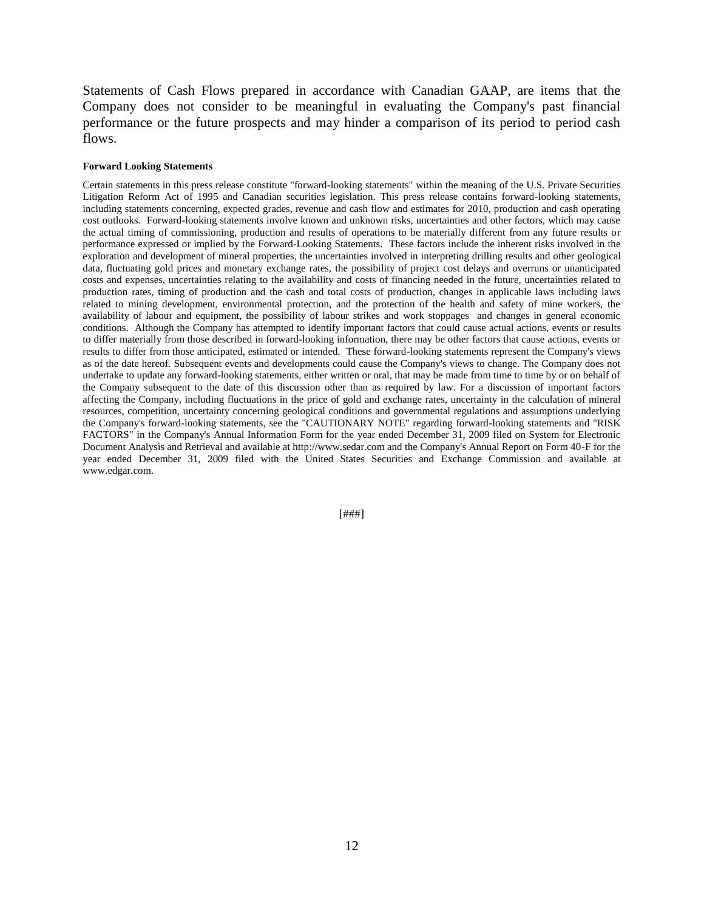Statements of Cash Flows prepared in accordance with Canadian GAAP, are items that the Company does not consider to be meaningful in evaluating the Company's past financial performance or the future prospects and may hinder a comparison of its period to period cash flows.

**Forward Looking Statements**

Certain statements in this press release constitute "forward-looking statements" within the meaning of the U.S. Private Securities Litigation Reform Act of 1995 and Canadian securities legislation. This press release contains forward-looking statements, including statements concerning, expected grades, revenue and cash flow and estimates for 2010, production and cash operating cost outlooks. Forward-looking statements involve known and unknown risks, uncertainties and other factors, which may cause the actual timing of commissioning, production and results of operations to be materially different from any future results or performance expressed or implied by the Forward-Looking Statements. These factors include the inherent risks involved in the exploration and development of mineral properties, the uncertainties involved in interpreting drilling results and other geological data, fluctuating gold prices and monetary exchange rates, the possibility of project cost delays and overruns or unanticipated costs and expenses, uncertainties relating to the availability and costs of financing needed in the future, uncertainties related to production rates, timing of production and the cash and total costs of production, changes in applicable laws including laws related to mining development, environmental protection, and the protection of the health and safety of mine workers, the availability of labour and equipment, the possibility of labour strikes and work stoppages and changes in general economic conditions. Although the Company has attempted to identify important factors that could cause actual actions, events or results to differ materially from those described in forward-looking information, there may be other factors that cause actions, events or results to differ from those anticipated, estimated or intended. These forward-looking statements represent the Company's views as of the date hereof. Subsequent events and developments could cause the Company's views to change. The Company does not undertake to update any forward-looking statements, either written or oral, that may be made from time to time by or on behalf of the Company subsequent to the date of this discussion other than as required by law. For a discussion of important factors affecting the Company, including fluctuations in the price of gold and exchange rates, uncertainty in the calculation of mineral resources, competition, uncertainty concerning geological conditions and governmental regulations and assumptions underlying the Company's forward-looking statements, see the "CAUTIONARY NOTE" regarding forward-looking statements and "RISK FACTORS" in the Company's Annual Information Form for the year ended December 31, 2009 filed on System for Electronic Document Analysis and Retrieval and available at http://www.sedar.com and the Company's Annual Report on Form 40-F for the year ended December 31, 2009 filed with the United States Securities and Exchange Commission and available at www.edgar.com.

[###]